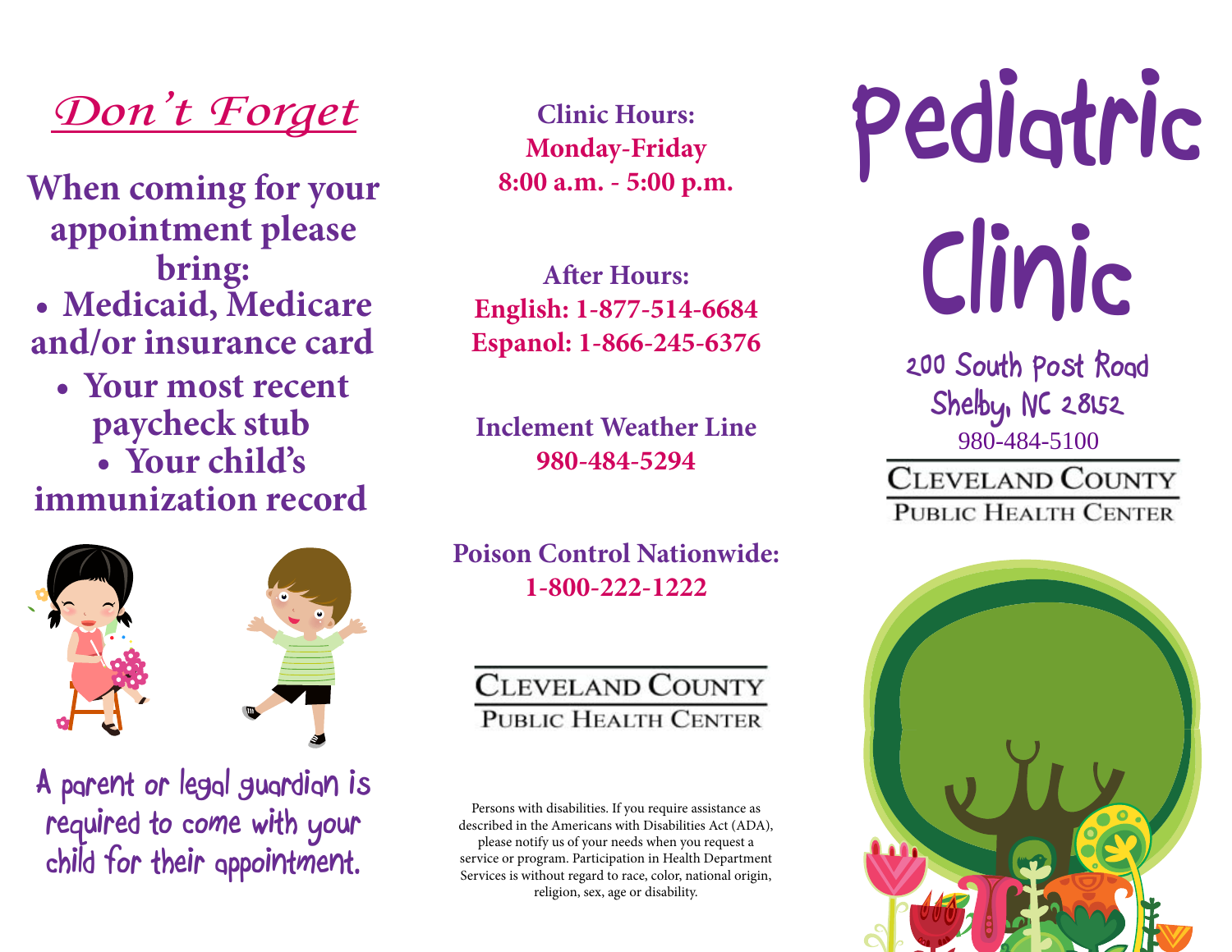## *Don't Forget*

**When coming for your appointment please bring:**

- **Medicaid, Medicare and/or insurance card**
- **Your most recent paycheck stub**
- **Your child's immunization record**

A parent or legal guardian is required to come with your child for their appointment.

**Clinic Hours:**
**Monday-Friday**
**8:00 a.m. - 5:00 p.m.**

**After Hours:**
**English: 1-877-514-6684**
**Espanol: 1-866-245-6376**

**Inclement Weather Line**
**980-484-5294**

**Poison Control Nationwide:**
**1-800-222-1222**

CLEVELAND COUNTY
PUBLIC HEALTH CENTER

Persons with disabilities. If you require assistance as described in the Americans with Disabilities Act (ADA), please notify us of your needs when you request a service or program. Participation in Health Department Services is without regard to race, color, national origin, religion, sex, age or disability.

# Pediatric Clinic

200 South Post Road
Shelby, NC 28152
980-484-5100

CLEVELAND COUNTY
PUBLIC HEALTH CENTER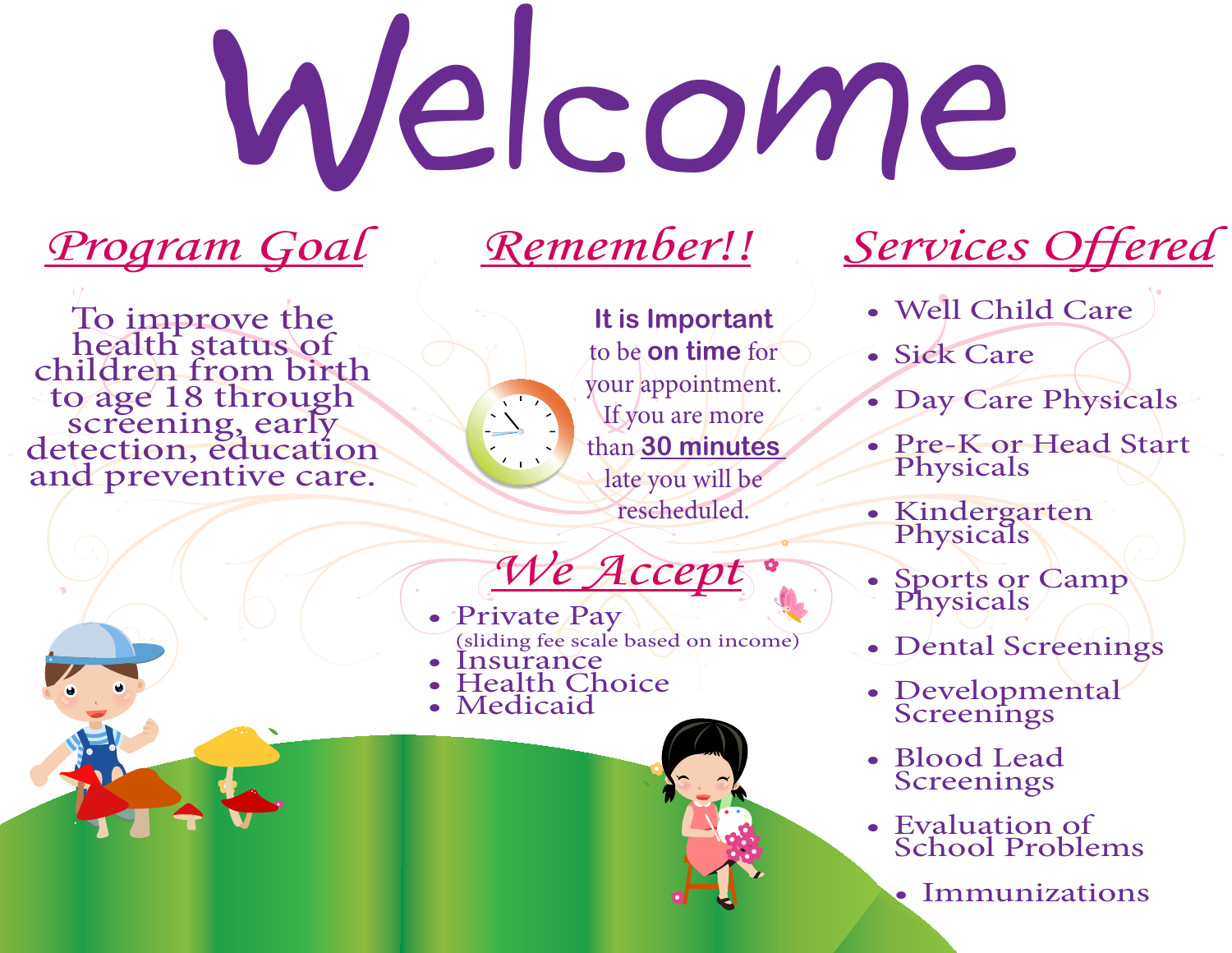# Welcome

## Program Goal

To improve the health status of children from birth to age 18 through screening, early detection, education and preventive care.

## Remember!!

**It is Important** to be **on time** for your appointment. If you are more than **30 minutes** late you will be rescheduled.

## We Accept

- Private Pay (sliding fee scale based on income)
- Insurance
- Health Choice
- Medicaid

## Services Offered

- Well Child Care
- Sick Care
- Day Care Physicals
- Pre-K or Head Start Physicals
- Kindergarten Physicals
- Sports or Camp Physicals
- Dental Screenings
- Developmental Screenings
- Blood Lead Screenings
- Evaluation of School Problems
- Immunizations